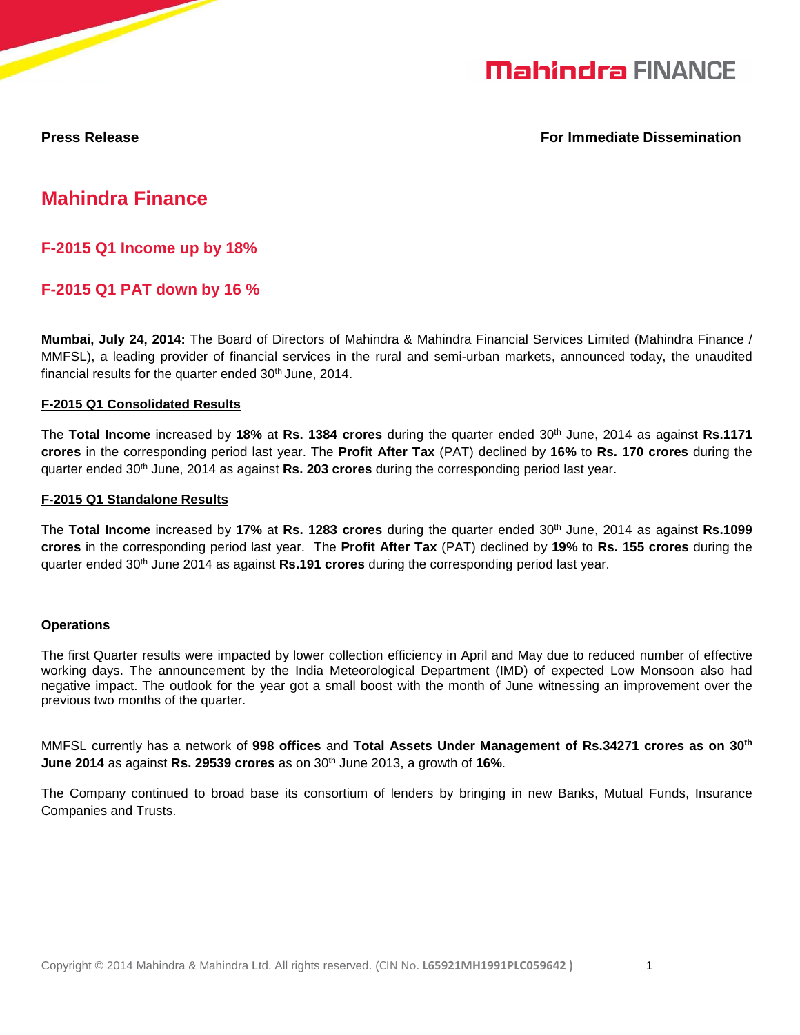**Press Release** **For Immediate Dissemination**

# Mahindra Finance

## F-2015 Q1 Income up by 18%

## F-2015 Q1 PAT down by 16 %

**Mumbai, July 24, 2014:** The Board of Directors of Mahindra & Mahindra Financial Services Limited (Mahindra Finance / MMFSL), a leading provider of financial services in the rural and semi-urban markets, announced today, the unaudited financial results for the quarter ended 30th June, 2014.

**F-2015 Q1 Consolidated Results**

The **Total Income** increased by **18%** at **Rs. 1384 crores** during the quarter ended 30th June, 2014 as against **Rs.1171 crores** in the corresponding period last year. The **Profit After Tax** (PAT) declined by **16%** to **Rs. 170 crores** during the quarter ended 30th June, 2014 as against **Rs. 203 crores** during the corresponding period last year.

**F-2015 Q1 Standalone Results**

The **Total Income** increased by **17%** at **Rs. 1283 crores** during the quarter ended 30th June, 2014 as against **Rs.1099 crores** in the corresponding period last year. The **Profit After Tax** (PAT) declined by **19%** to **Rs. 155 crores** during the quarter ended 30th June 2014 as against **Rs.191 crores** during the corresponding period last year.

**Operations**

The first Quarter results were impacted by lower collection efficiency in April and May due to reduced number of effective working days. The announcement by the India Meteorological Department (IMD) of expected Low Monsoon also had negative impact. The outlook for the year got a small boost with the month of June witnessing an improvement over the previous two months of the quarter.

MMFSL currently has a network of **998 offices** and **Total Assets Under Management of Rs.34271 crores as on 30th June 2014** as against **Rs. 29539 crores** as on 30th June 2013, a growth of **16%**.

The Company continued to broad base its consortium of lenders by bringing in new Banks, Mutual Funds, Insurance Companies and Trusts.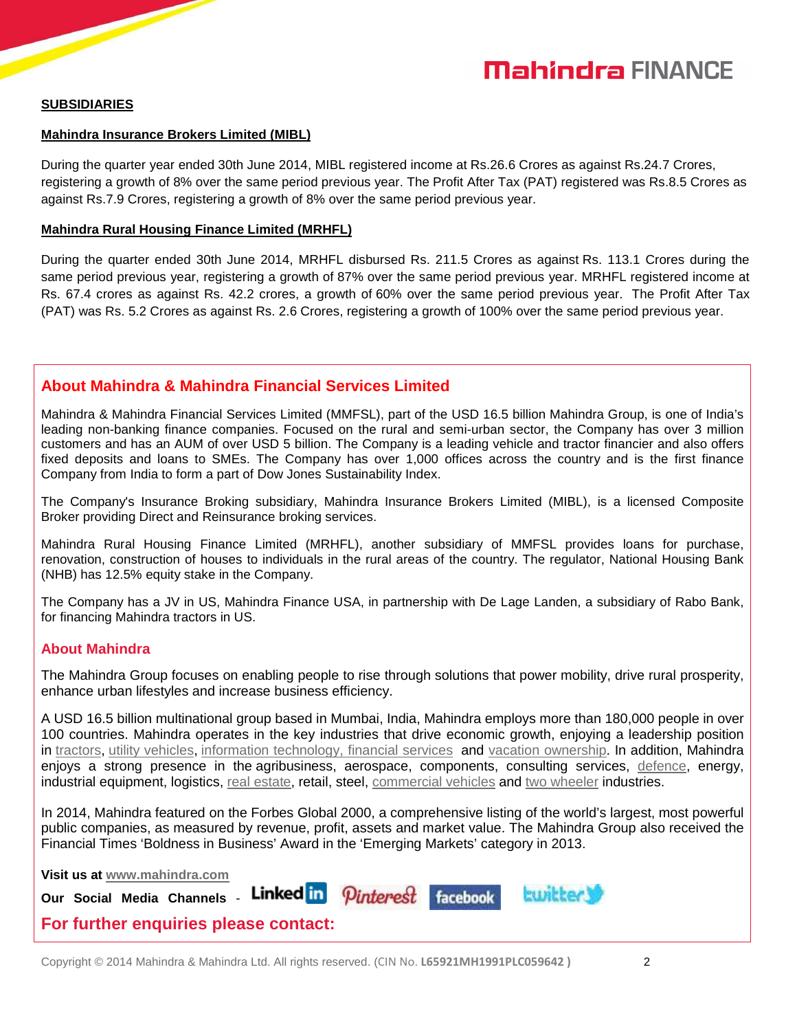## SUBSIDIARIES

### Mahindra Insurance Brokers Limited (MIBL)

During the quarter year ended 30th June 2014, MIBL registered income at Rs.26.6 Crores as against Rs.24.7 Crores, registering a growth of 8% over the same period previous year. The Profit After Tax (PAT) registered was Rs.8.5 Crores as against Rs.7.9 Crores, registering a growth of 8% over the same period previous year.

### Mahindra Rural Housing Finance Limited (MRHFL)

During the quarter ended 30th June 2014, MRHFL disbursed Rs. 211.5 Crores as against Rs. 113.1 Crores during the same period previous year, registering a growth of 87% over the same period previous year. MRHFL registered income at Rs. 67.4 crores as against Rs. 42.2 crores, a growth of 60% over the same period previous year. The Profit After Tax (PAT) was Rs. 5.2 Crores as against Rs. 2.6 Crores, registering a growth of 100% over the same period previous year.

## About Mahindra & Mahindra Financial Services Limited

Mahindra & Mahindra Financial Services Limited (MMFSL), part of the USD 16.5 billion Mahindra Group, is one of India's leading non-banking finance companies. Focused on the rural and semi-urban sector, the Company has over 3 million customers and has an AUM of over USD 5 billion. The Company is a leading vehicle and tractor financier and also offers fixed deposits and loans to SMEs. The Company has over 1,000 offices across the country and is the first finance Company from India to form a part of Dow Jones Sustainability Index.

The Company's Insurance Broking subsidiary, Mahindra Insurance Brokers Limited (MIBL), is a licensed Composite Broker providing Direct and Reinsurance broking services.

Mahindra Rural Housing Finance Limited (MRHFL), another subsidiary of MMFSL provides loans for purchase, renovation, construction of houses to individuals in the rural areas of the country. The regulator, National Housing Bank (NHB) has 12.5% equity stake in the Company.

The Company has a JV in US, Mahindra Finance USA, in partnership with De Lage Landen, a subsidiary of Rabo Bank, for financing Mahindra tractors in US.

## About Mahindra

The Mahindra Group focuses on enabling people to rise through solutions that power mobility, drive rural prosperity, enhance urban lifestyles and increase business efficiency.

A USD 16.5 billion multinational group based in Mumbai, India, Mahindra employs more than 180,000 people in over 100 countries. Mahindra operates in the key industries that drive economic growth, enjoying a leadership position in tractors, utility vehicles, information technology, financial services and vacation ownership. In addition, Mahindra enjoys a strong presence in the agribusiness, aerospace, components, consulting services, defence, energy, industrial equipment, logistics, real estate, retail, steel, commercial vehicles and two wheeler industries.

In 2014, Mahindra featured on the Forbes Global 2000, a comprehensive listing of the world's largest, most powerful public companies, as measured by revenue, profit, assets and market value. The Mahindra Group also received the Financial Times 'Boldness in Business' Award in the 'Emerging Markets' category in 2013.

**Visit us at** www.mahindra.com

**Our Social Media Channels** - LinkedIn Pinterest facebook twitter

## For further enquiries please contact:

Copyright © 2014 Mahindra & Mahindra Ltd. All rights reserved. (CIN No. **L65921MH1991PLC059642**)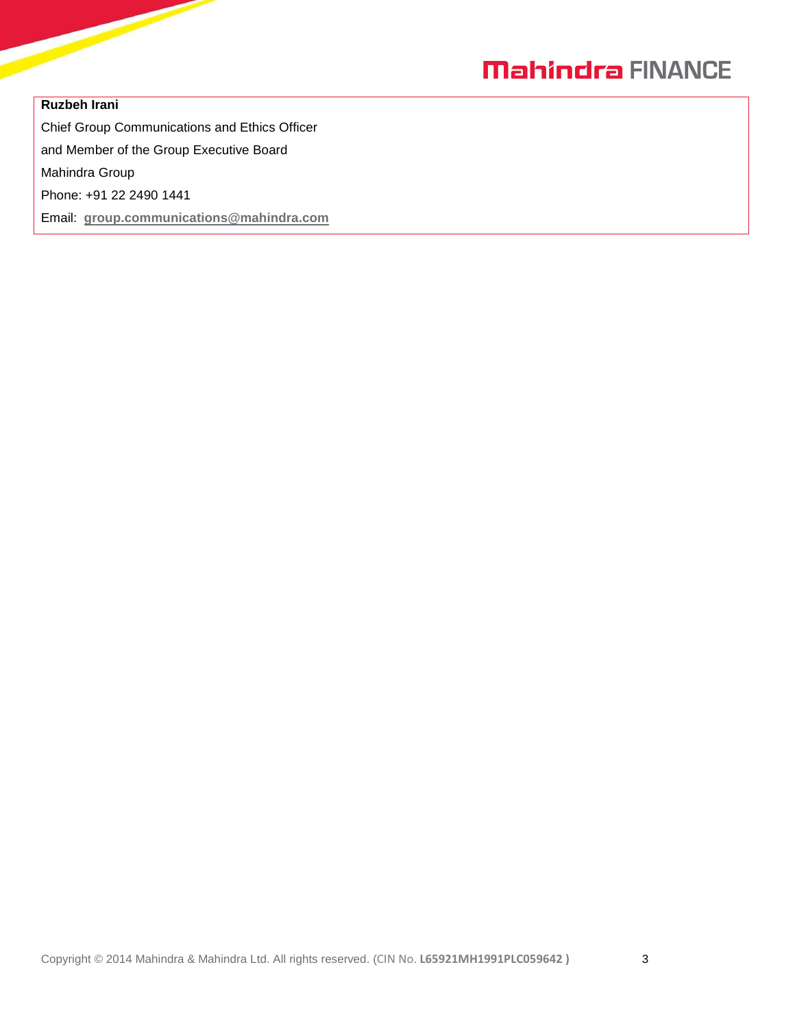**Ruzbeh Irani**

Chief Group Communications and Ethics Officer

and Member of the Group Executive Board

Mahindra Group

Phone: +91 22 2490 1441

Email: group.communications@mahindra.com